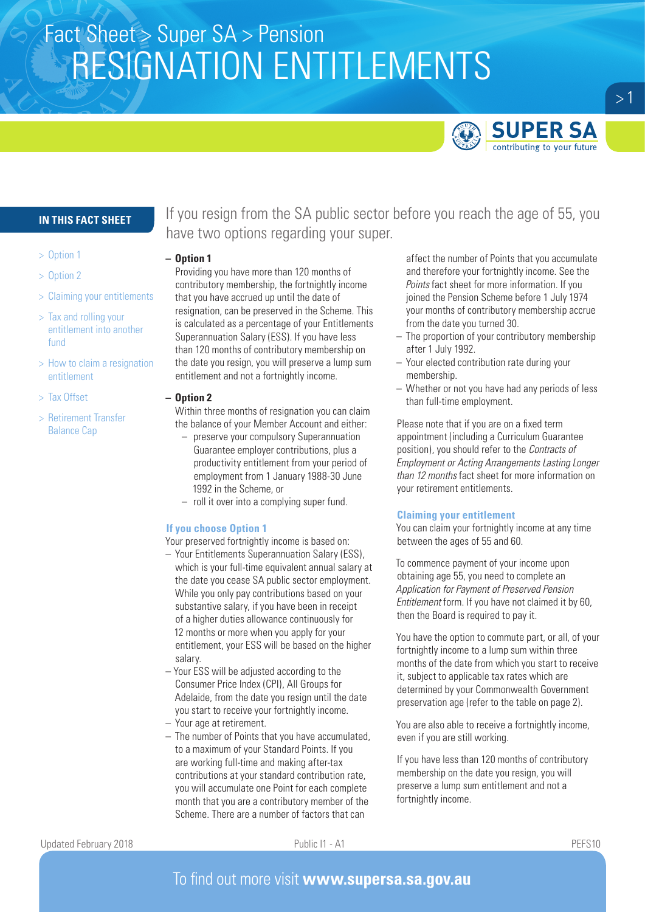Fact Sheet > Super SA > Pension

# RESIGNATION ENTITLEMENTS

**IN THIS FACT SHEET**

- > Option 1
- > Option 2
- > Claiming your entitlements
- > Tax and rolling your entitlement into another fund
- > How to claim a resignation entitlement
- > Tax Offset
- > Retirement Transfer Balance Cap

If you resign from the SA public sector before you reach the age of 55, you have two options regarding your super.

– **Option 1**

Providing you have more than 120 months of contributory membership, the fortnightly income that you have accrued up until the date of resignation, can be preserved in the Scheme. This is calculated as a percentage of your Entitlements Superannuation Salary (ESS). If you have less than 120 months of contributory membership on the date you resign, you will preserve a lump sum entitlement and not a fortnightly income.

– **Option 2**

Within three months of resignation you can claim the balance of your Member Account and either:

- preserve your compulsory Superannuation Guarantee employer contributions, plus a productivity entitlement from your period of employment from 1 January 1988-30 June 1992 in the Scheme, or
- roll it over into a complying super fund.

### If you choose Option 1

Your preserved fortnightly income is based on:

- Your Entitlements Superannuation Salary (ESS), which is your full-time equivalent annual salary at the date you cease SA public sector employment. While you only pay contributions based on your substantive salary, if you have been in receipt of a higher duties allowance continuously for 12 months or more when you apply for your entitlement, your ESS will be based on the higher salary.
- Your ESS will be adjusted according to the Consumer Price Index (CPI), All Groups for Adelaide, from the date you resign until the date you start to receive your fortnightly income.
- Your age at retirement.
- The number of Points that you have accumulated, to a maximum of your Standard Points. If you are working full-time and making after-tax contributions at your standard contribution rate, you will accumulate one Point for each complete month that you are a contributory member of the Scheme. There are a number of factors that can affect the number of Points that you accumulate and therefore your fortnightly income. See the *Points* fact sheet for more information. If you joined the Pension Scheme before 1 July 1974 your months of contributory membership accrue from the date you turned 30.
- The proportion of your contributory membership after 1 July 1992.
- Your elected contribution rate during your membership.
- Whether or not you have had any periods of less than full-time employment.

Please note that if you are on a fixed term appointment (including a Curriculum Guarantee position), you should refer to the *Contracts of Employment or Acting Arrangements Lasting Longer than 12 months* fact sheet for more information on your retirement entitlements.

### Claiming your entitlement

You can claim your fortnightly income at any time between the ages of 55 and 60.

To commence payment of your income upon obtaining age 55, you need to complete an *Application for Payment of Preserved Pension Entitlement* form. If you have not claimed it by 60, then the Board is required to pay it.

You have the option to commute part, or all, of your fortnightly income to a lump sum within three months of the date from which you start to receive it, subject to applicable tax rates which are determined by your Commonwealth Government preservation age (refer to the table on page 2).

You are also able to receive a fortnightly income, even if you are still working.

If you have less than 120 months of contributory membership on the date you resign, you will preserve a lump sum entitlement and not a fortnightly income.

Updated February 2018 | Public I1 - A1 | PEFS10

To find out more visit **www.supersa.sa.gov.au**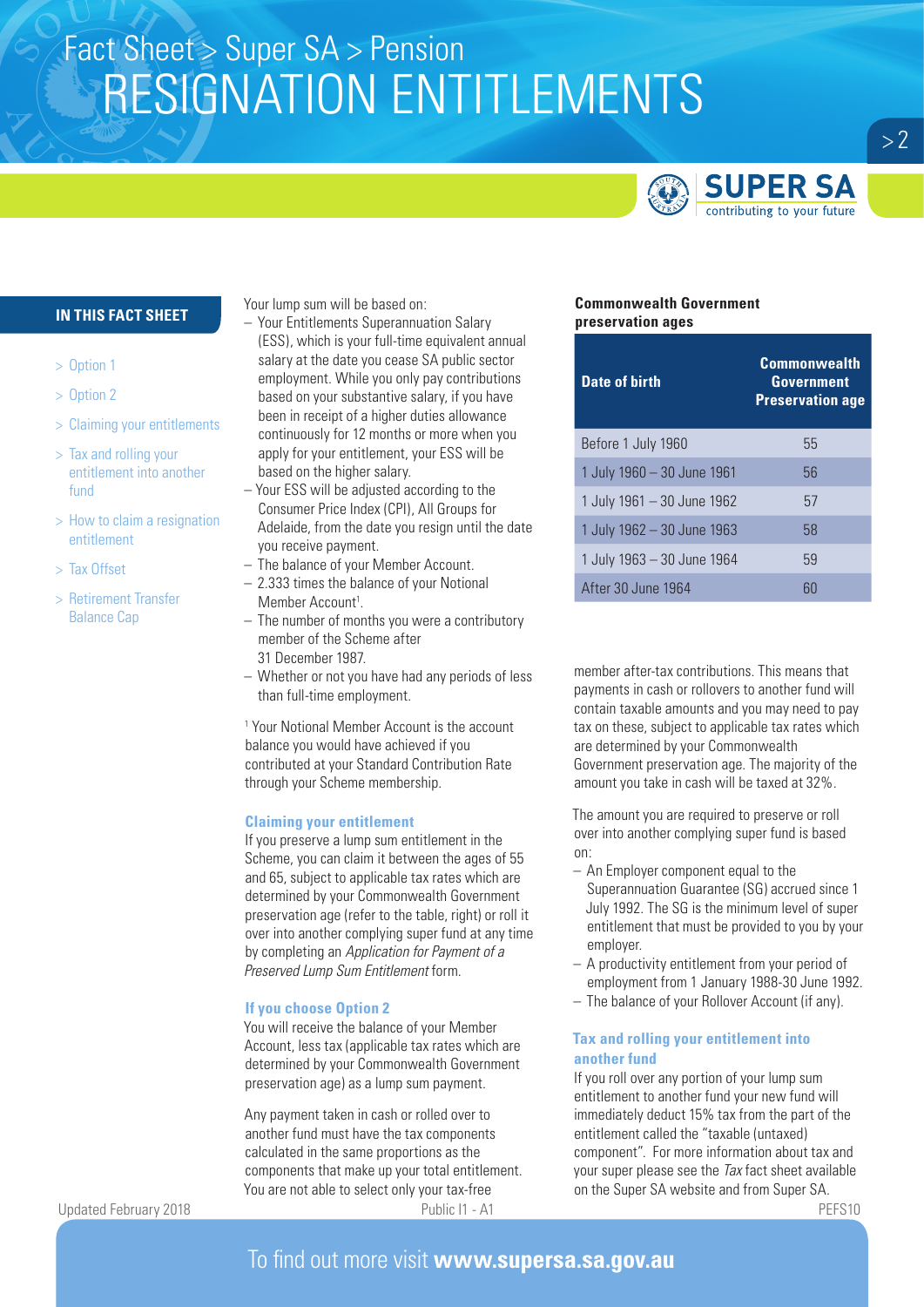## IN THIS FACT SHEET

- > Option 1
- > Option 2
- > Claiming your entitlements
- > Tax and rolling your entitlement into another fund
- > How to claim a resignation entitlement
- > Tax Offset
- > Retirement Transfer Balance Cap

Your lump sum will be based on:

- Your Entitlements Superannuation Salary (ESS), which is your full-time equivalent annual salary at the date you cease SA public sector employment. While you only pay contributions based on your substantive salary, if you have been in receipt of a higher duties allowance continuously for 12 months or more when you apply for your entitlement, your ESS will be based on the higher salary.
- Your ESS will be adjusted according to the Consumer Price Index (CPI), All Groups for Adelaide, from the date you resign until the date you receive payment.
- The balance of your Member Account.
- 2.333 times the balance of your Notional Member Account[1].
- The number of months you were a contributory member of the Scheme after 31 December 1987.
- Whether or not you have had any periods of less than full-time employment.

[1] Your Notional Member Account is the account balance you would have achieved if you contributed at your Standard Contribution Rate through your Scheme membership.

### Claiming your entitlement

If you preserve a lump sum entitlement in the Scheme, you can claim it between the ages of 55 and 65, subject to applicable tax rates which are determined by your Commonwealth Government preservation age (refer to the table, right) or roll it over into another complying super fund at any time by completing an *Application for Payment of a Preserved Lump Sum Entitlement* form.

### If you choose Option 2

You will receive the balance of your Member Account, less tax (applicable tax rates which are determined by your Commonwealth Government preservation age) as a lump sum payment.

Any payment taken in cash or rolled over to another fund must have the tax components calculated in the same proportions as the components that make up your total entitlement. You are not able to select only your tax-free member after-tax contributions. This means that payments in cash or rollovers to another fund will contain taxable amounts and you may need to pay tax on these, subject to applicable tax rates which are determined by your Commonwealth Government preservation age. The majority of the amount you take in cash will be taxed at 32%.

**Commonwealth Government preservation ages**

| Date of birth | Commonwealth Government Preservation age |
|---|---|
| Before 1 July 1960 | 55 |
| 1 July 1960 – 30 June 1961 | 56 |
| 1 July 1961 – 30 June 1962 | 57 |
| 1 July 1962 – 30 June 1963 | 58 |
| 1 July 1963 – 30 June 1964 | 59 |
| After 30 June 1964 | 60 |

The amount you are required to preserve or roll over into another complying super fund is based on:

- An Employer component equal to the Superannuation Guarantee (SG) accrued since 1 July 1992. The SG is the minimum level of super entitlement that must be provided to you by your employer.
- A productivity entitlement from your period of employment from 1 January 1988-30 June 1992.
- The balance of your Rollover Account (if any).

### Tax and rolling your entitlement into another fund

If you roll over any portion of your lump sum entitlement to another fund your new fund will immediately deduct 15% tax from the part of the entitlement called the "taxable (untaxed) component". For more information about tax and your super please see the *Tax* fact sheet available on the Super SA website and from Super SA.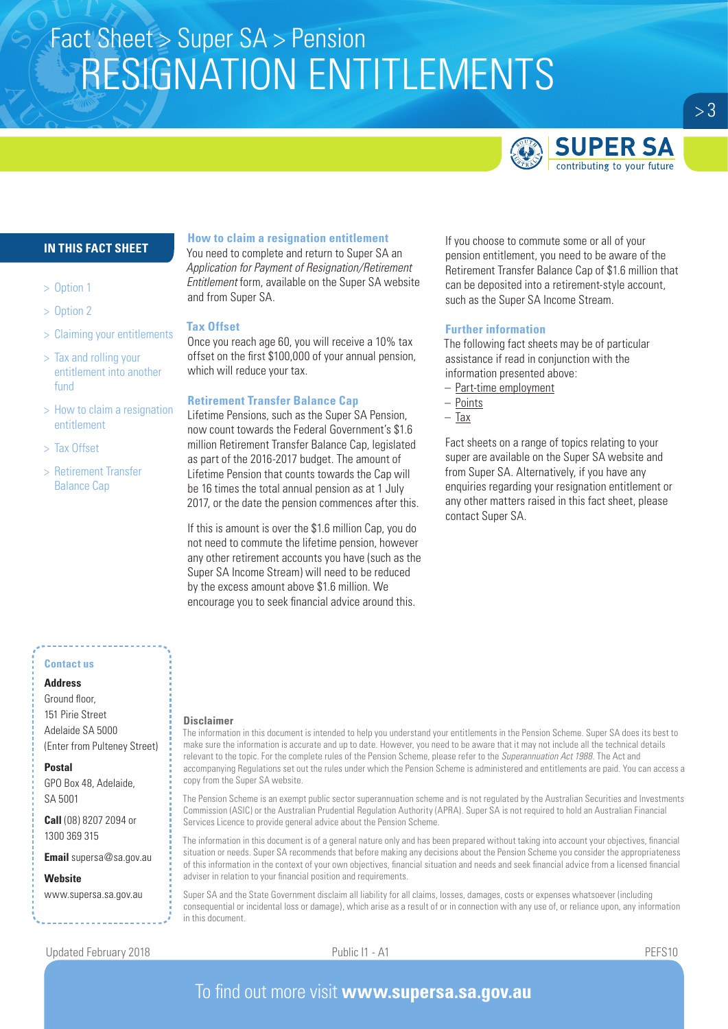# Fact Sheet > Super SA > Pension
# RESIGNATION ENTITLEMENTS

**IN THIS FACT SHEET**

- > Option 1
- > Option 2
- > Claiming your entitlements
- > Tax and rolling your entitlement into another fund
- > How to claim a resignation entitlement
- > Tax Offset
- > Retirement Transfer Balance Cap

## How to claim a resignation entitlement

You need to complete and return to Super SA an *Application for Payment of Resignation/Retirement Entitlement* form, available on the Super SA website and from Super SA.

## Tax Offset

Once you reach age 60, you will receive a 10% tax offset on the first $100,000 of your annual pension, which will reduce your tax.

## Retirement Transfer Balance Cap

Lifetime Pensions, such as the Super SA Pension, now count towards the Federal Government's $1.6 million Retirement Transfer Balance Cap, legislated as part of the 2016-2017 budget. The amount of Lifetime Pension that counts towards the Cap will be 16 times the total annual pension as at 1 July 2017, or the date the pension commences after this.

If this is amount is over the $1.6 million Cap, you do not need to commute the lifetime pension, however any other retirement accounts you have (such as the Super SA Income Stream) will need to be reduced by the excess amount above $1.6 million. We encourage you to seek financial advice around this.

If you choose to commute some or all of your pension entitlement, you need to be aware of the Retirement Transfer Balance Cap of $1.6 million that can be deposited into a retirement-style account, such as the Super SA Income Stream.

## Further information

The following fact sheets may be of particular assistance if read in conjunction with the information presented above:

- Part-time employment
- Points
- Tax

Fact sheets on a range of topics relating to your super are available on the Super SA website and from Super SA. Alternatively, if you have any enquiries regarding your resignation entitlement or any other matters raised in this fact sheet, please contact Super SA.

**Contact us**

**Address**
Ground floor,
151 Pirie Street
Adelaide SA 5000
(Enter from Pulteney Street)

**Postal**
GPO Box 48, Adelaide,
SA 5001

**Call** (08) 8207 2094 or
1300 369 315

**Email** supersa@sa.gov.au

**Website**
www.supersa.sa.gov.au

**Disclaimer**

The information in this document is intended to help you understand your entitlements in the Pension Scheme. Super SA does its best to make sure the information is accurate and up to date. However, you need to be aware that it may not include all the technical details relevant to the topic. For the complete rules of the Pension Scheme, please refer to the *Superannuation Act 1988*. The Act and accompanying Regulations set out the rules under which the Pension Scheme is administered and entitlements are paid. You can access a copy from the Super SA website.

The Pension Scheme is an exempt public sector superannuation scheme and is not regulated by the Australian Securities and Investments Commission (ASIC) or the Australian Prudential Regulation Authority (APRA). Super SA is not required to hold an Australian Financial Services Licence to provide general advice about the Pension Scheme.

The information in this document is of a general nature only and has been prepared without taking into account your objectives, financial situation or needs. Super SA recommends that before making any decisions about the Pension Scheme you consider the appropriateness of this information in the context of your own objectives, financial situation and needs and seek financial advice from a licensed financial adviser in relation to your financial position and requirements.

Super SA and the State Government disclaim all liability for all claims, losses, damages, costs or expenses whatsoever (including consequential or incidental loss or damage), which arise as a result of or in connection with any use of, or reliance upon, any information in this document.

Updated February 2018 | Public I1 - A1 | PEFS10

To find out more visit **www.supersa.sa.gov.au**